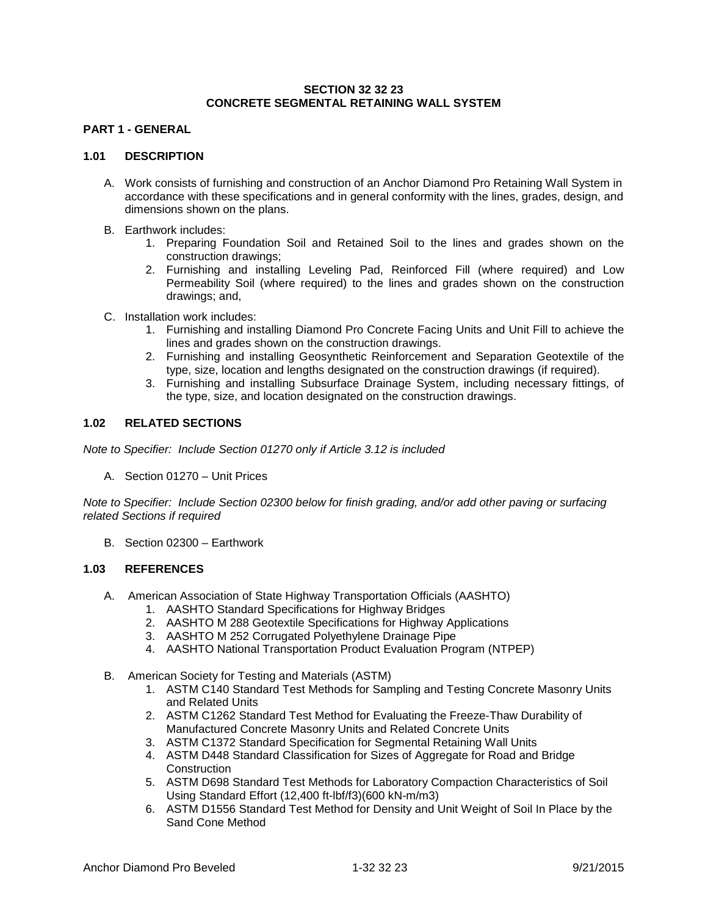# SECTION 32 32 23
# CONCRETE SEGMENTAL RETAINING WALL SYSTEM

## PART 1 - GENERAL

### 1.01 DESCRIPTION

A. Work consists of furnishing and construction of an Anchor Diamond Pro Retaining Wall System in accordance with these specifications and in general conformity with the lines, grades, design, and dimensions shown on the plans.

B. Earthwork includes:
   1. Preparing Foundation Soil and Retained Soil to the lines and grades shown on the construction drawings;
   2. Furnishing and installing Leveling Pad, Reinforced Fill (where required) and Low Permeability Soil (where required) to the lines and grades shown on the construction drawings; and,

C. Installation work includes:
   1. Furnishing and installing Diamond Pro Concrete Facing Units and Unit Fill to achieve the lines and grades shown on the construction drawings.
   2. Furnishing and installing Geosynthetic Reinforcement and Separation Geotextile of the type, size, location and lengths designated on the construction drawings (if required).
   3. Furnishing and installing Subsurface Drainage System, including necessary fittings, of the type, size, and location designated on the construction drawings.

### 1.02 RELATED SECTIONS

*Note to Specifier: Include Section 01270 only if Article 3.12 is included*

A. Section 01270 – Unit Prices

*Note to Specifier: Include Section 02300 below for finish grading, and/or add other paving or surfacing related Sections if required*

B. Section 02300 – Earthwork

### 1.03 REFERENCES

A. American Association of State Highway Transportation Officials (AASHTO)
   1. AASHTO Standard Specifications for Highway Bridges
   2. AASHTO M 288 Geotextile Specifications for Highway Applications
   3. AASHTO M 252 Corrugated Polyethylene Drainage Pipe
   4. AASHTO National Transportation Product Evaluation Program (NTPEP)

B. American Society for Testing and Materials (ASTM)
   1. ASTM C140 Standard Test Methods for Sampling and Testing Concrete Masonry Units and Related Units
   2. ASTM C1262 Standard Test Method for Evaluating the Freeze-Thaw Durability of Manufactured Concrete Masonry Units and Related Concrete Units
   3. ASTM C1372 Standard Specification for Segmental Retaining Wall Units
   4. ASTM D448 Standard Classification for Sizes of Aggregate for Road and Bridge Construction
   5. ASTM D698 Standard Test Methods for Laboratory Compaction Characteristics of Soil Using Standard Effort (12,400 ft-lbf/f3)(600 kN-m/m3)
   6. ASTM D1556 Standard Test Method for Density and Unit Weight of Soil In Place by the Sand Cone Method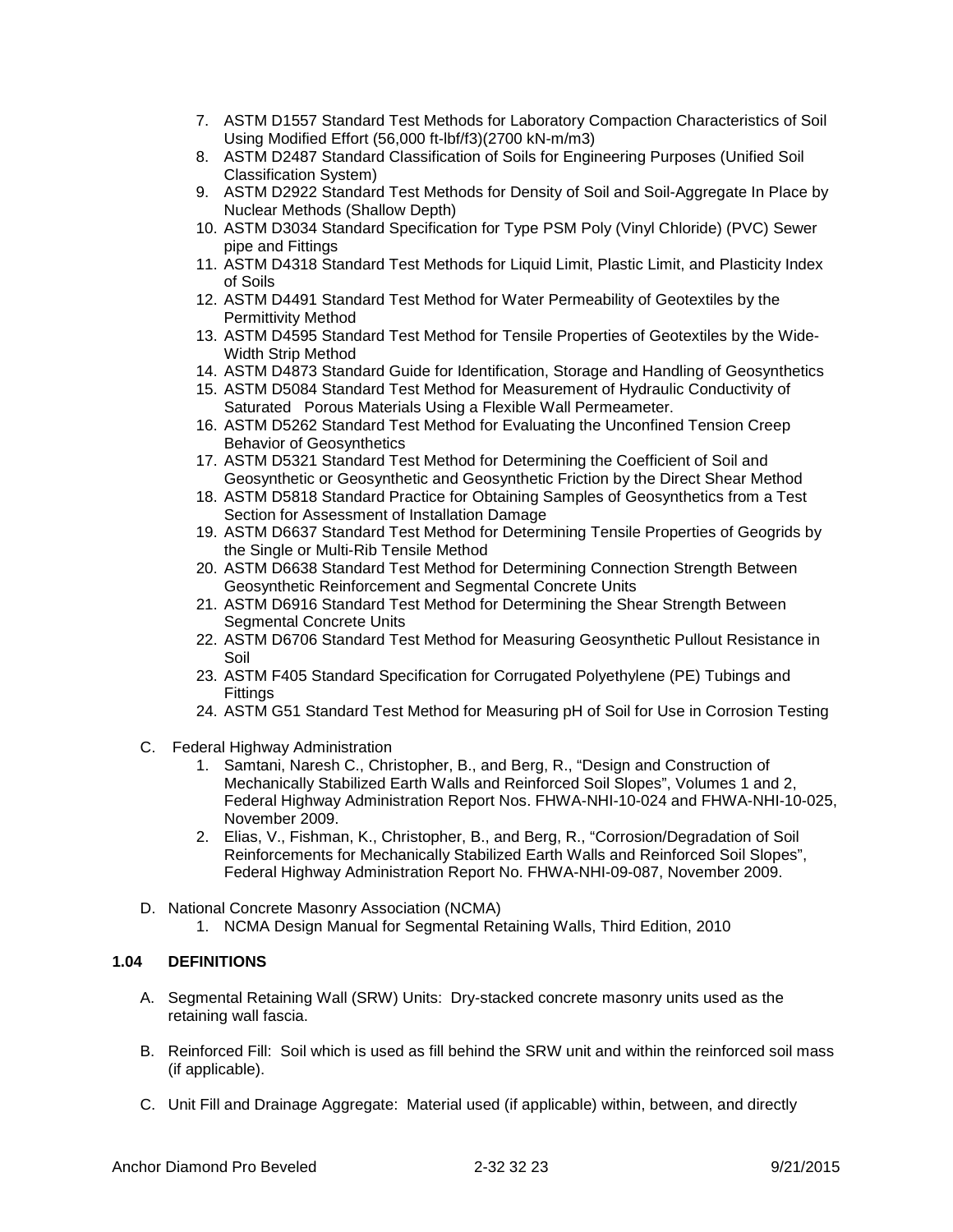7. ASTM D1557 Standard Test Methods for Laboratory Compaction Characteristics of Soil Using Modified Effort (56,000 ft-lbf/f3)(2700 kN-m/m3)
8. ASTM D2487 Standard Classification of Soils for Engineering Purposes (Unified Soil Classification System)
9. ASTM D2922 Standard Test Methods for Density of Soil and Soil-Aggregate In Place by Nuclear Methods (Shallow Depth)
10. ASTM D3034 Standard Specification for Type PSM Poly (Vinyl Chloride) (PVC) Sewer pipe and Fittings
11. ASTM D4318 Standard Test Methods for Liquid Limit, Plastic Limit, and Plasticity Index of Soils
12. ASTM D4491 Standard Test Method for Water Permeability of Geotextiles by the Permittivity Method
13. ASTM D4595 Standard Test Method for Tensile Properties of Geotextiles by the Wide-Width Strip Method
14. ASTM D4873 Standard Guide for Identification, Storage and Handling of Geosynthetics
15. ASTM D5084 Standard Test Method for Measurement of Hydraulic Conductivity of Saturated Porous Materials Using a Flexible Wall Permeameter.
16. ASTM D5262 Standard Test Method for Evaluating the Unconfined Tension Creep Behavior of Geosynthetics
17. ASTM D5321 Standard Test Method for Determining the Coefficient of Soil and Geosynthetic or Geosynthetic and Geosynthetic Friction by the Direct Shear Method
18. ASTM D5818 Standard Practice for Obtaining Samples of Geosynthetics from a Test Section for Assessment of Installation Damage
19. ASTM D6637 Standard Test Method for Determining Tensile Properties of Geogrids by the Single or Multi-Rib Tensile Method
20. ASTM D6638 Standard Test Method for Determining Connection Strength Between Geosynthetic Reinforcement and Segmental Concrete Units
21. ASTM D6916 Standard Test Method for Determining the Shear Strength Between Segmental Concrete Units
22. ASTM D6706 Standard Test Method for Measuring Geosynthetic Pullout Resistance in Soil
23. ASTM F405 Standard Specification for Corrugated Polyethylene (PE) Tubings and Fittings
24. ASTM G51 Standard Test Method for Measuring pH of Soil for Use in Corrosion Testing

C. Federal Highway Administration
   1. Samtani, Naresh C., Christopher, B., and Berg, R., "Design and Construction of Mechanically Stabilized Earth Walls and Reinforced Soil Slopes", Volumes 1 and 2, Federal Highway Administration Report Nos. FHWA-NHI-10-024 and FHWA-NHI-10-025, November 2009.
   2. Elias, V., Fishman, K., Christopher, B., and Berg, R., "Corrosion/Degradation of Soil Reinforcements for Mechanically Stabilized Earth Walls and Reinforced Soil Slopes", Federal Highway Administration Report No. FHWA-NHI-09-087, November 2009.

D. National Concrete Masonry Association (NCMA)
   1. NCMA Design Manual for Segmental Retaining Walls, Third Edition, 2010

**1.04 DEFINITIONS**

A. Segmental Retaining Wall (SRW) Units: Dry-stacked concrete masonry units used as the retaining wall fascia.

B. Reinforced Fill: Soil which is used as fill behind the SRW unit and within the reinforced soil mass (if applicable).

C. Unit Fill and Drainage Aggregate: Material used (if applicable) within, between, and directly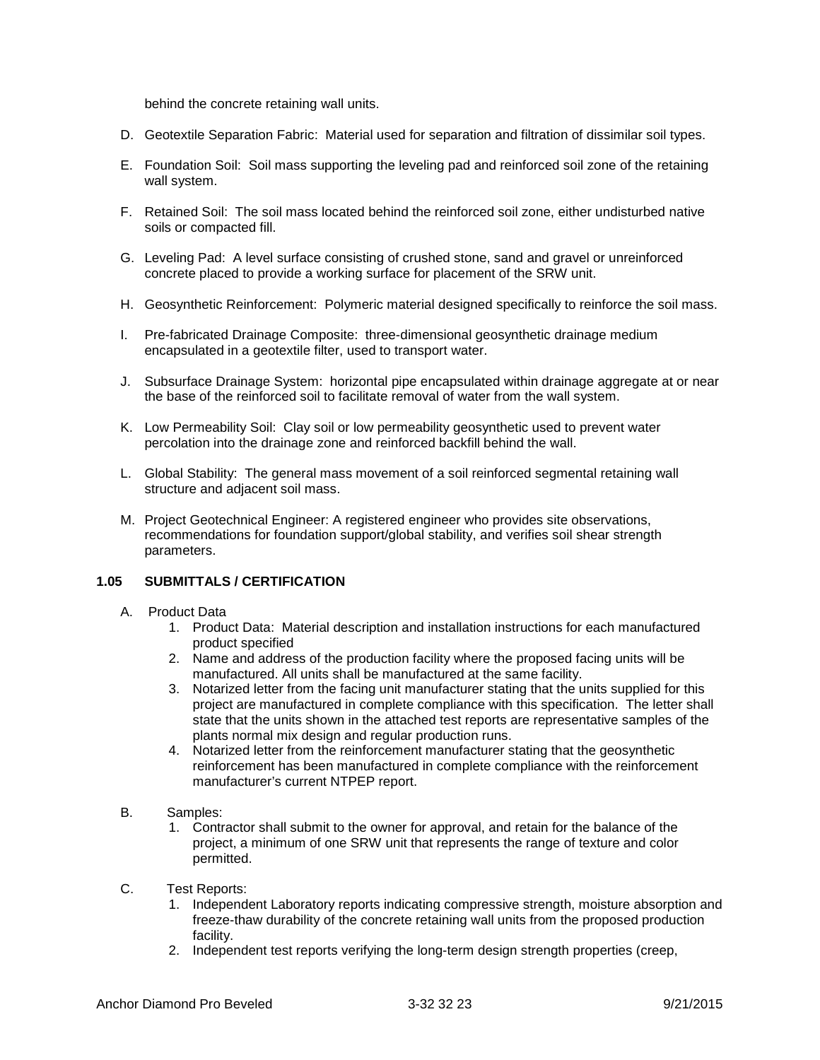behind the concrete retaining wall units.

D. Geotextile Separation Fabric: Material used for separation and filtration of dissimilar soil types.

E. Foundation Soil: Soil mass supporting the leveling pad and reinforced soil zone of the retaining wall system.

F. Retained Soil: The soil mass located behind the reinforced soil zone, either undisturbed native soils or compacted fill.

G. Leveling Pad: A level surface consisting of crushed stone, sand and gravel or unreinforced concrete placed to provide a working surface for placement of the SRW unit.

H. Geosynthetic Reinforcement: Polymeric material designed specifically to reinforce the soil mass.

I. Pre-fabricated Drainage Composite: three-dimensional geosynthetic drainage medium encapsulated in a geotextile filter, used to transport water.

J. Subsurface Drainage System: horizontal pipe encapsulated within drainage aggregate at or near the base of the reinforced soil to facilitate removal of water from the wall system.

K. Low Permeability Soil: Clay soil or low permeability geosynthetic used to prevent water percolation into the drainage zone and reinforced backfill behind the wall.

L. Global Stability: The general mass movement of a soil reinforced segmental retaining wall structure and adjacent soil mass.

M. Project Geotechnical Engineer: A registered engineer who provides site observations, recommendations for foundation support/global stability, and verifies soil shear strength parameters.

### 1.05 SUBMITTALS / CERTIFICATION

A. Product Data
   1. Product Data: Material description and installation instructions for each manufactured product specified
   2. Name and address of the production facility where the proposed facing units will be manufactured. All units shall be manufactured at the same facility.
   3. Notarized letter from the facing unit manufacturer stating that the units supplied for this project are manufactured in complete compliance with this specification. The letter shall state that the units shown in the attached test reports are representative samples of the plants normal mix design and regular production runs.
   4. Notarized letter from the reinforcement manufacturer stating that the geosynthetic reinforcement has been manufactured in complete compliance with the reinforcement manufacturer's current NTPEP report.

B. Samples:
   1. Contractor shall submit to the owner for approval, and retain for the balance of the project, a minimum of one SRW unit that represents the range of texture and color permitted.

C. Test Reports:
   1. Independent Laboratory reports indicating compressive strength, moisture absorption and freeze-thaw durability of the concrete retaining wall units from the proposed production facility.
   2. Independent test reports verifying the long-term design strength properties (creep,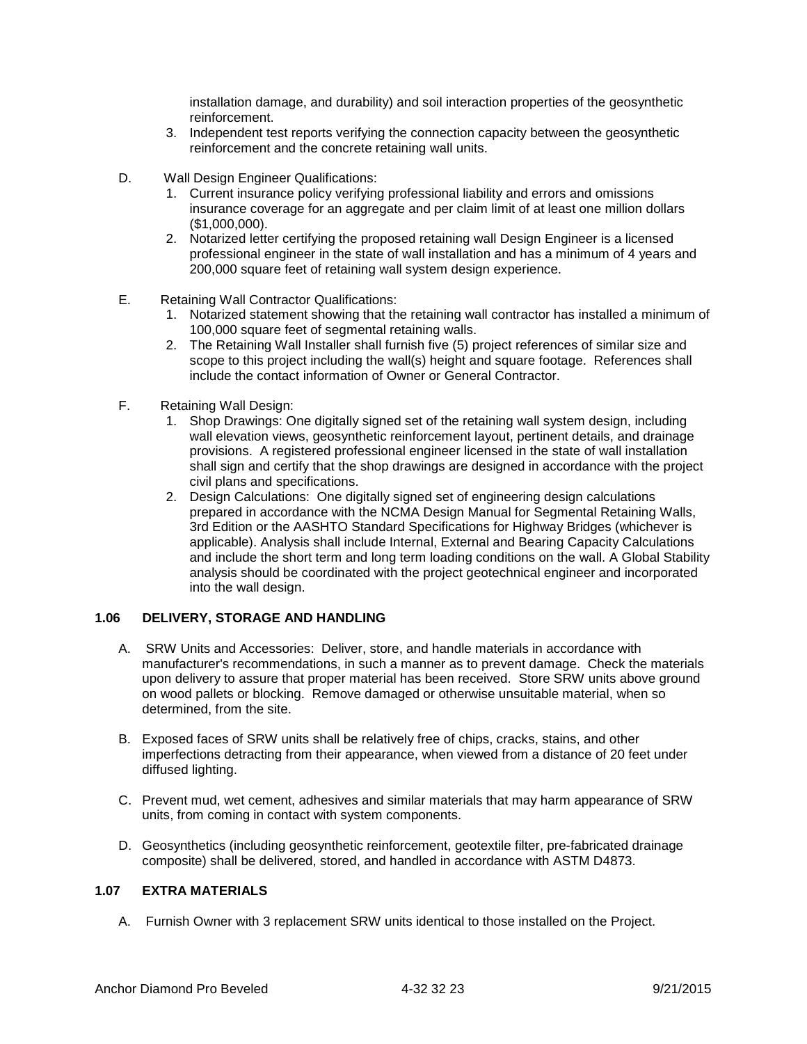installation damage, and durability) and soil interaction properties of the geosynthetic reinforcement.

3. Independent test reports verifying the connection capacity between the geosynthetic reinforcement and the concrete retaining wall units.

D. Wall Design Engineer Qualifications:
   1. Current insurance policy verifying professional liability and errors and omissions insurance coverage for an aggregate and per claim limit of at least one million dollars ($1,000,000).
   2. Notarized letter certifying the proposed retaining wall Design Engineer is a licensed professional engineer in the state of wall installation and has a minimum of 4 years and 200,000 square feet of retaining wall system design experience.

E. Retaining Wall Contractor Qualifications:
   1. Notarized statement showing that the retaining wall contractor has installed a minimum of 100,000 square feet of segmental retaining walls.
   2. The Retaining Wall Installer shall furnish five (5) project references of similar size and scope to this project including the wall(s) height and square footage. References shall include the contact information of Owner or General Contractor.

F. Retaining Wall Design:
   1. Shop Drawings: One digitally signed set of the retaining wall system design, including wall elevation views, geosynthetic reinforcement layout, pertinent details, and drainage provisions. A registered professional engineer licensed in the state of wall installation shall sign and certify that the shop drawings are designed in accordance with the project civil plans and specifications.
   2. Design Calculations: One digitally signed set of engineering design calculations prepared in accordance with the NCMA Design Manual for Segmental Retaining Walls, 3rd Edition or the AASHTO Standard Specifications for Highway Bridges (whichever is applicable). Analysis shall include Internal, External and Bearing Capacity Calculations and include the short term and long term loading conditions on the wall. A Global Stability analysis should be coordinated with the project geotechnical engineer and incorporated into the wall design.

## 1.06 DELIVERY, STORAGE AND HANDLING

A. SRW Units and Accessories: Deliver, store, and handle materials in accordance with manufacturer's recommendations, in such a manner as to prevent damage. Check the materials upon delivery to assure that proper material has been received. Store SRW units above ground on wood pallets or blocking. Remove damaged or otherwise unsuitable material, when so determined, from the site.

B. Exposed faces of SRW units shall be relatively free of chips, cracks, stains, and other imperfections detracting from their appearance, when viewed from a distance of 20 feet under diffused lighting.

C. Prevent mud, wet cement, adhesives and similar materials that may harm appearance of SRW units, from coming in contact with system components.

D. Geosynthetics (including geosynthetic reinforcement, geotextile filter, pre-fabricated drainage composite) shall be delivered, stored, and handled in accordance with ASTM D4873.

## 1.07 EXTRA MATERIALS

A. Furnish Owner with 3 replacement SRW units identical to those installed on the Project.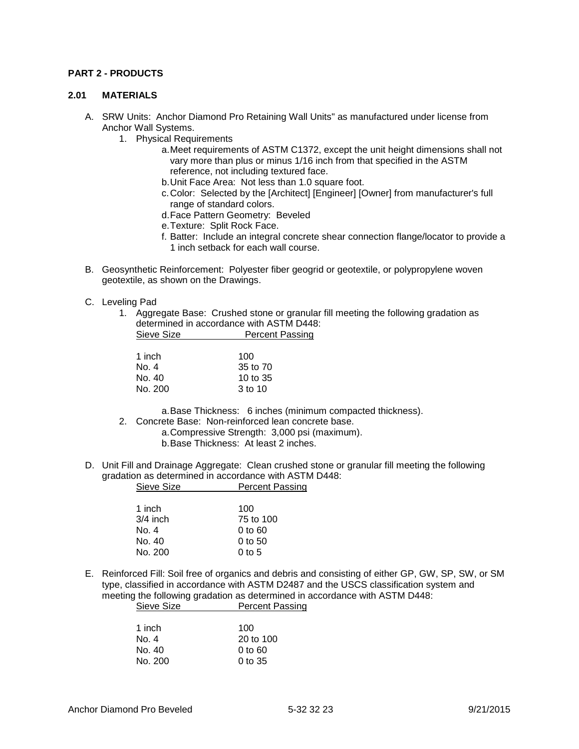## PART 2 - PRODUCTS

### 2.01 MATERIALS

A. SRW Units: Anchor Diamond Pro Retaining Wall Units" as manufactured under license from Anchor Wall Systems.

1. Physical Requirements
   - a. Meet requirements of ASTM C1372, except the unit height dimensions shall not vary more than plus or minus 1/16 inch from that specified in the ASTM reference, not including textured face.
   - b. Unit Face Area: Not less than 1.0 square foot.
   - c. Color: Selected by the [Architect] [Engineer] [Owner] from manufacturer's full range of standard colors.
   - d. Face Pattern Geometry: Beveled
   - e. Texture: Split Rock Face.
   - f. Batter: Include an integral concrete shear connection flange/locator to provide a 1 inch setback for each wall course.

B. Geosynthetic Reinforcement: Polyester fiber geogrid or geotextile, or polypropylene woven geotextile, as shown on the Drawings.

C. Leveling Pad

1. Aggregate Base: Crushed stone or granular fill meeting the following gradation as determined in accordance with ASTM D448:

| Sieve Size | Percent Passing |
|---|---|
| 1 inch | 100 |
| No. 4 | 35 to 70 |
| No. 40 | 10 to 35 |
| No. 200 | 3 to 10 |

   - a. Base Thickness: 6 inches (minimum compacted thickness).

2. Concrete Base: Non-reinforced lean concrete base.
   - a. Compressive Strength: 3,000 psi (maximum).
   - b. Base Thickness: At least 2 inches.

D. Unit Fill and Drainage Aggregate: Clean crushed stone or granular fill meeting the following gradation as determined in accordance with ASTM D448:

| Sieve Size | Percent Passing |
|---|---|
| 1 inch | 100 |
| 3/4 inch | 75 to 100 |
| No. 4 | 0 to 60 |
| No. 40 | 0 to 50 |
| No. 200 | 0 to 5 |

E. Reinforced Fill: Soil free of organics and debris and consisting of either GP, GW, SP, SW, or SM type, classified in accordance with ASTM D2487 and the USCS classification system and meeting the following gradation as determined in accordance with ASTM D448:

| Sieve Size | Percent Passing |
|---|---|
| 1 inch | 100 |
| No. 4 | 20 to 100 |
| No. 40 | 0 to 60 |
| No. 200 | 0 to 35 |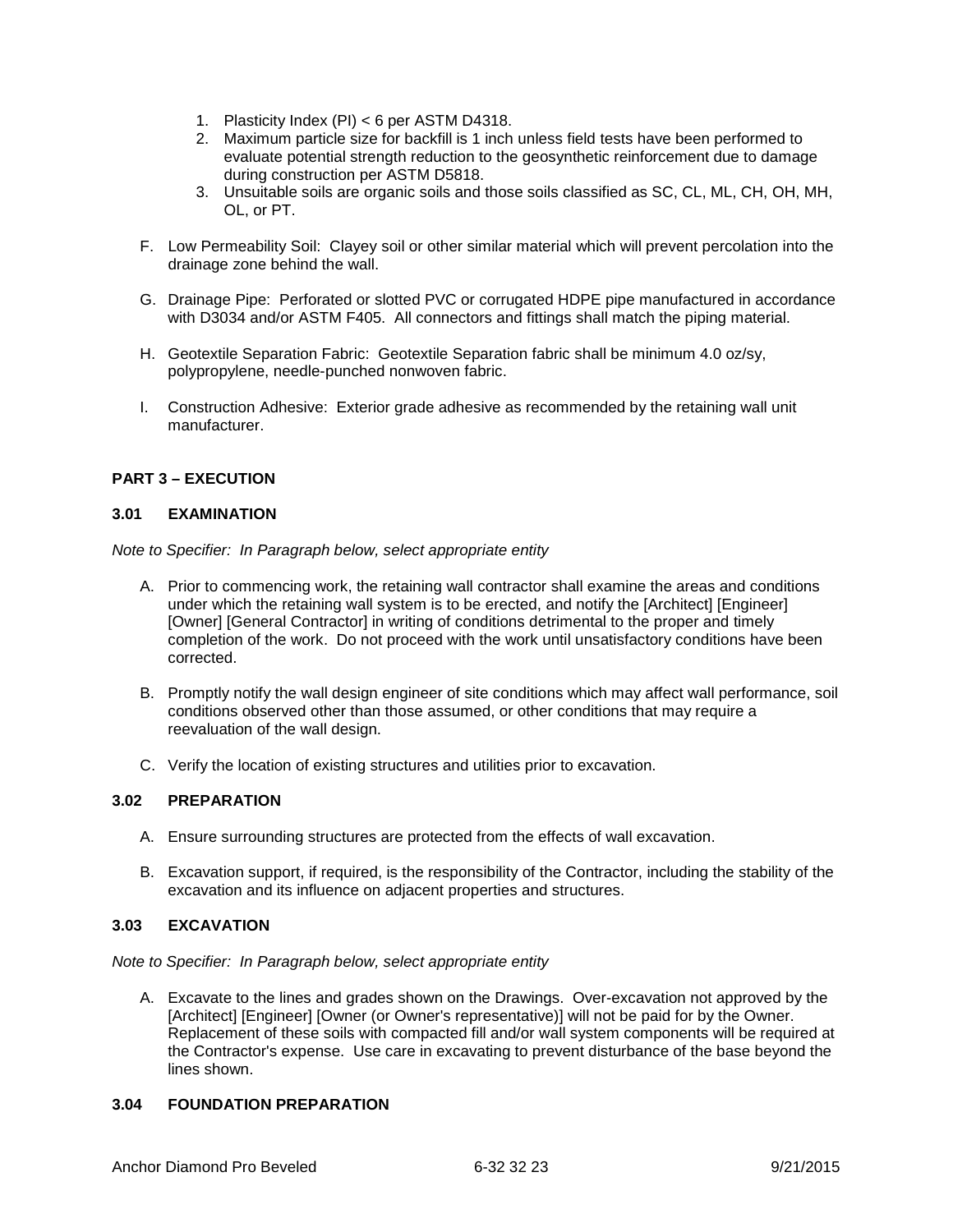1. Plasticity Index (PI) < 6 per ASTM D4318.
2. Maximum particle size for backfill is 1 inch unless field tests have been performed to evaluate potential strength reduction to the geosynthetic reinforcement due to damage during construction per ASTM D5818.
3. Unsuitable soils are organic soils and those soils classified as SC, CL, ML, CH, OH, MH, OL, or PT.

F. Low Permeability Soil: Clayey soil or other similar material which will prevent percolation into the drainage zone behind the wall.

G. Drainage Pipe: Perforated or slotted PVC or corrugated HDPE pipe manufactured in accordance with D3034 and/or ASTM F405. All connectors and fittings shall match the piping material.

H. Geotextile Separation Fabric: Geotextile Separation fabric shall be minimum 4.0 oz/sy, polypropylene, needle-punched nonwoven fabric.

I. Construction Adhesive: Exterior grade adhesive as recommended by the retaining wall unit manufacturer.

## PART 3 – EXECUTION

### 3.01 EXAMINATION

*Note to Specifier: In Paragraph below, select appropriate entity*

A. Prior to commencing work, the retaining wall contractor shall examine the areas and conditions under which the retaining wall system is to be erected, and notify the [Architect] [Engineer] [Owner] [General Contractor] in writing of conditions detrimental to the proper and timely completion of the work. Do not proceed with the work until unsatisfactory conditions have been corrected.

B. Promptly notify the wall design engineer of site conditions which may affect wall performance, soil conditions observed other than those assumed, or other conditions that may require a reevaluation of the wall design.

C. Verify the location of existing structures and utilities prior to excavation.

### 3.02 PREPARATION

A. Ensure surrounding structures are protected from the effects of wall excavation.

B. Excavation support, if required, is the responsibility of the Contractor, including the stability of the excavation and its influence on adjacent properties and structures.

### 3.03 EXCAVATION

*Note to Specifier: In Paragraph below, select appropriate entity*

A. Excavate to the lines and grades shown on the Drawings. Over-excavation not approved by the [Architect] [Engineer] [Owner (or Owner's representative)] will not be paid for by the Owner. Replacement of these soils with compacted fill and/or wall system components will be required at the Contractor's expense. Use care in excavating to prevent disturbance of the base beyond the lines shown.

### 3.04 FOUNDATION PREPARATION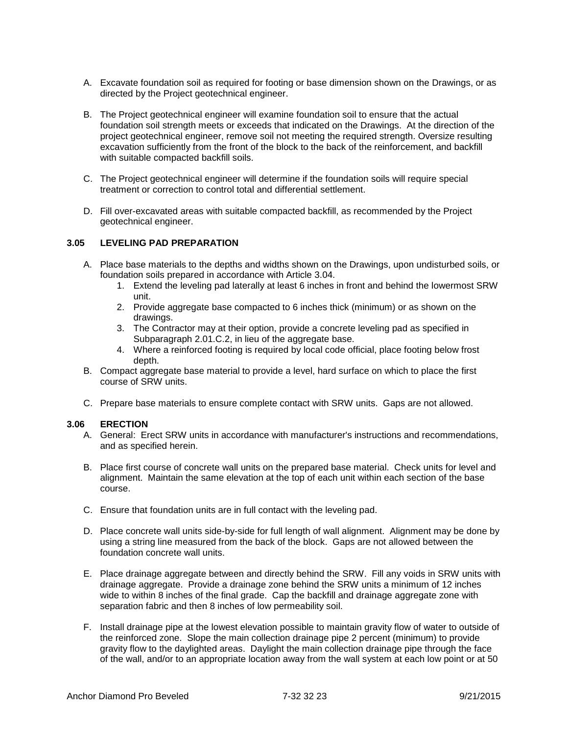A. Excavate foundation soil as required for footing or base dimension shown on the Drawings, or as directed by the Project geotechnical engineer.

B. The Project geotechnical engineer will examine foundation soil to ensure that the actual foundation soil strength meets or exceeds that indicated on the Drawings. At the direction of the project geotechnical engineer, remove soil not meeting the required strength. Oversize resulting excavation sufficiently from the front of the block to the back of the reinforcement, and backfill with suitable compacted backfill soils.

C. The Project geotechnical engineer will determine if the foundation soils will require special treatment or correction to control total and differential settlement.

D. Fill over-excavated areas with suitable compacted backfill, as recommended by the Project geotechnical engineer.

### 3.05 LEVELING PAD PREPARATION

A. Place base materials to the depths and widths shown on the Drawings, upon undisturbed soils, or foundation soils prepared in accordance with Article 3.04.
   1. Extend the leveling pad laterally at least 6 inches in front and behind the lowermost SRW unit.
   2. Provide aggregate base compacted to 6 inches thick (minimum) or as shown on the drawings.
   3. The Contractor may at their option, provide a concrete leveling pad as specified in Subparagraph 2.01.C.2, in lieu of the aggregate base.
   4. Where a reinforced footing is required by local code official, place footing below frost depth.

B. Compact aggregate base material to provide a level, hard surface on which to place the first course of SRW units.

C. Prepare base materials to ensure complete contact with SRW units. Gaps are not allowed.

### 3.06 ERECTION

A. General: Erect SRW units in accordance with manufacturer's instructions and recommendations, and as specified herein.

B. Place first course of concrete wall units on the prepared base material. Check units for level and alignment. Maintain the same elevation at the top of each unit within each section of the base course.

C. Ensure that foundation units are in full contact with the leveling pad.

D. Place concrete wall units side-by-side for full length of wall alignment. Alignment may be done by using a string line measured from the back of the block. Gaps are not allowed between the foundation concrete wall units.

E. Place drainage aggregate between and directly behind the SRW. Fill any voids in SRW units with drainage aggregate. Provide a drainage zone behind the SRW units a minimum of 12 inches wide to within 8 inches of the final grade. Cap the backfill and drainage aggregate zone with separation fabric and then 8 inches of low permeability soil.

F. Install drainage pipe at the lowest elevation possible to maintain gravity flow of water to outside of the reinforced zone. Slope the main collection drainage pipe 2 percent (minimum) to provide gravity flow to the daylighted areas. Daylight the main collection drainage pipe through the face of the wall, and/or to an appropriate location away from the wall system at each low point or at 50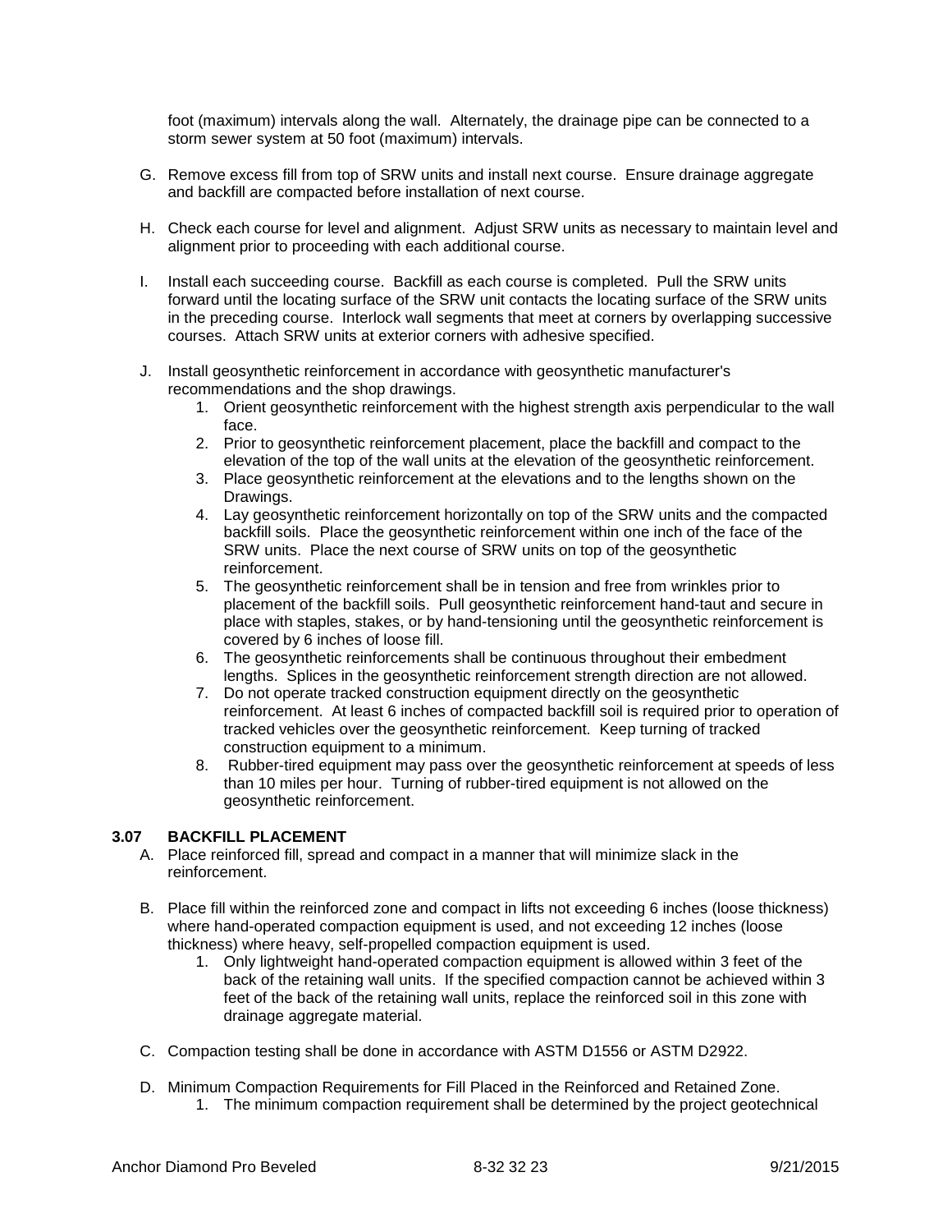foot (maximum) intervals along the wall. Alternately, the drainage pipe can be connected to a storm sewer system at 50 foot (maximum) intervals.

G. Remove excess fill from top of SRW units and install next course. Ensure drainage aggregate and backfill are compacted before installation of next course.

H. Check each course for level and alignment. Adjust SRW units as necessary to maintain level and alignment prior to proceeding with each additional course.

I. Install each succeeding course. Backfill as each course is completed. Pull the SRW units forward until the locating surface of the SRW unit contacts the locating surface of the SRW units in the preceding course. Interlock wall segments that meet at corners by overlapping successive courses. Attach SRW units at exterior corners with adhesive specified.

J. Install geosynthetic reinforcement in accordance with geosynthetic manufacturer's recommendations and the shop drawings.
   1. Orient geosynthetic reinforcement with the highest strength axis perpendicular to the wall face.
   2. Prior to geosynthetic reinforcement placement, place the backfill and compact to the elevation of the top of the wall units at the elevation of the geosynthetic reinforcement.
   3. Place geosynthetic reinforcement at the elevations and to the lengths shown on the Drawings.
   4. Lay geosynthetic reinforcement horizontally on top of the SRW units and the compacted backfill soils. Place the geosynthetic reinforcement within one inch of the face of the SRW units. Place the next course of SRW units on top of the geosynthetic reinforcement.
   5. The geosynthetic reinforcement shall be in tension and free from wrinkles prior to placement of the backfill soils. Pull geosynthetic reinforcement hand-taut and secure in place with staples, stakes, or by hand-tensioning until the geosynthetic reinforcement is covered by 6 inches of loose fill.
   6. The geosynthetic reinforcements shall be continuous throughout their embedment lengths. Splices in the geosynthetic reinforcement strength direction are not allowed.
   7. Do not operate tracked construction equipment directly on the geosynthetic reinforcement. At least 6 inches of compacted backfill soil is required prior to operation of tracked vehicles over the geosynthetic reinforcement. Keep turning of tracked construction equipment to a minimum.
   8. Rubber-tired equipment may pass over the geosynthetic reinforcement at speeds of less than 10 miles per hour. Turning of rubber-tired equipment is not allowed on the geosynthetic reinforcement.

### 3.07 BACKFILL PLACEMENT

A. Place reinforced fill, spread and compact in a manner that will minimize slack in the reinforcement.

B. Place fill within the reinforced zone and compact in lifts not exceeding 6 inches (loose thickness) where hand-operated compaction equipment is used, and not exceeding 12 inches (loose thickness) where heavy, self-propelled compaction equipment is used.
   1. Only lightweight hand-operated compaction equipment is allowed within 3 feet of the back of the retaining wall units. If the specified compaction cannot be achieved within 3 feet of the back of the retaining wall units, replace the reinforced soil in this zone with drainage aggregate material.

C. Compaction testing shall be done in accordance with ASTM D1556 or ASTM D2922.

D. Minimum Compaction Requirements for Fill Placed in the Reinforced and Retained Zone.
   1. The minimum compaction requirement shall be determined by the project geotechnical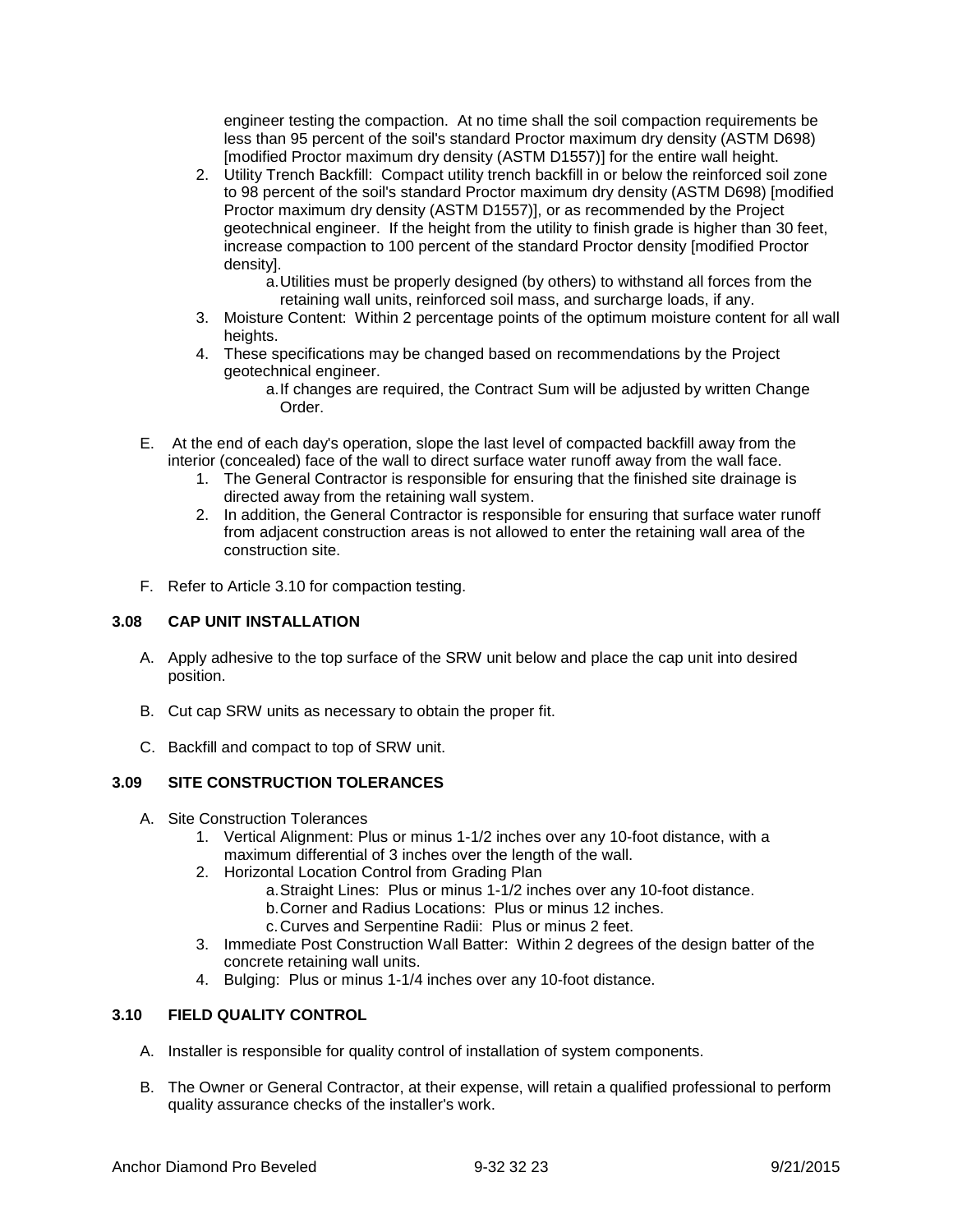engineer testing the compaction. At no time shall the soil compaction requirements be less than 95 percent of the soil's standard Proctor maximum dry density (ASTM D698) [modified Proctor maximum dry density (ASTM D1557)] for the entire wall height.

2. Utility Trench Backfill: Compact utility trench backfill in or below the reinforced soil zone to 98 percent of the soil's standard Proctor maximum dry density (ASTM D698) [modified Proctor maximum dry density (ASTM D1557)], or as recommended by the Project geotechnical engineer. If the height from the utility to finish grade is higher than 30 feet, increase compaction to 100 percent of the standard Proctor density [modified Proctor density].
    a. Utilities must be properly designed (by others) to withstand all forces from the retaining wall units, reinforced soil mass, and surcharge loads, if any.
3. Moisture Content: Within 2 percentage points of the optimum moisture content for all wall heights.
4. These specifications may be changed based on recommendations by the Project geotechnical engineer.
    a. If changes are required, the Contract Sum will be adjusted by written Change Order.

E. At the end of each day's operation, slope the last level of compacted backfill away from the interior (concealed) face of the wall to direct surface water runoff away from the wall face.
    1. The General Contractor is responsible for ensuring that the finished site drainage is directed away from the retaining wall system.
    2. In addition, the General Contractor is responsible for ensuring that surface water runoff from adjacent construction areas is not allowed to enter the retaining wall area of the construction site.

F. Refer to Article 3.10 for compaction testing.

### 3.08 CAP UNIT INSTALLATION

A. Apply adhesive to the top surface of the SRW unit below and place the cap unit into desired position.

B. Cut cap SRW units as necessary to obtain the proper fit.

C. Backfill and compact to top of SRW unit.

### 3.09 SITE CONSTRUCTION TOLERANCES

A. Site Construction Tolerances
    1. Vertical Alignment: Plus or minus 1-1/2 inches over any 10-foot distance, with a maximum differential of 3 inches over the length of the wall.
    2. Horizontal Location Control from Grading Plan
        a. Straight Lines: Plus or minus 1-1/2 inches over any 10-foot distance.
        b. Corner and Radius Locations: Plus or minus 12 inches.
        c. Curves and Serpentine Radii: Plus or minus 2 feet.
    3. Immediate Post Construction Wall Batter: Within 2 degrees of the design batter of the concrete retaining wall units.
    4. Bulging: Plus or minus 1-1/4 inches over any 10-foot distance.

### 3.10 FIELD QUALITY CONTROL

A. Installer is responsible for quality control of installation of system components.

B. The Owner or General Contractor, at their expense, will retain a qualified professional to perform quality assurance checks of the installer's work.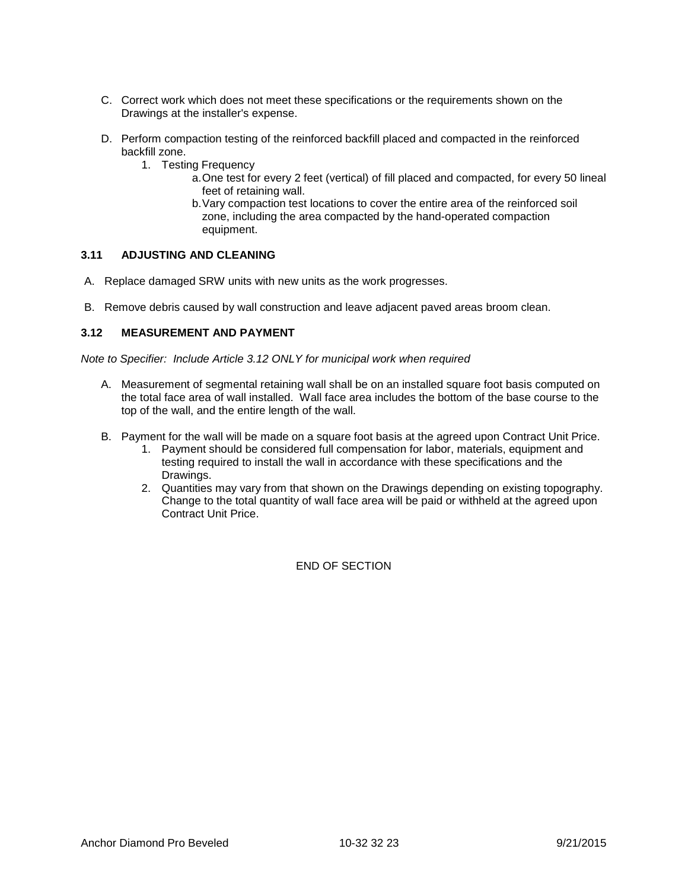C. Correct work which does not meet these specifications or the requirements shown on the Drawings at the installer's expense.

D. Perform compaction testing of the reinforced backfill placed and compacted in the reinforced backfill zone.
   1. Testing Frequency
      a. One test for every 2 feet (vertical) of fill placed and compacted, for every 50 lineal feet of retaining wall.
      b. Vary compaction test locations to cover the entire area of the reinforced soil zone, including the area compacted by the hand-operated compaction equipment.

### 3.11 ADJUSTING AND CLEANING

A. Replace damaged SRW units with new units as the work progresses.

B. Remove debris caused by wall construction and leave adjacent paved areas broom clean.

### 3.12 MEASUREMENT AND PAYMENT

*Note to Specifier: Include Article 3.12 ONLY for municipal work when required*

A. Measurement of segmental retaining wall shall be on an installed square foot basis computed on the total face area of wall installed. Wall face area includes the bottom of the base course to the top of the wall, and the entire length of the wall.

B. Payment for the wall will be made on a square foot basis at the agreed upon Contract Unit Price.
   1. Payment should be considered full compensation for labor, materials, equipment and testing required to install the wall in accordance with these specifications and the Drawings.
   2. Quantities may vary from that shown on the Drawings depending on existing topography. Change to the total quantity of wall face area will be paid or withheld at the agreed upon Contract Unit Price.

END OF SECTION